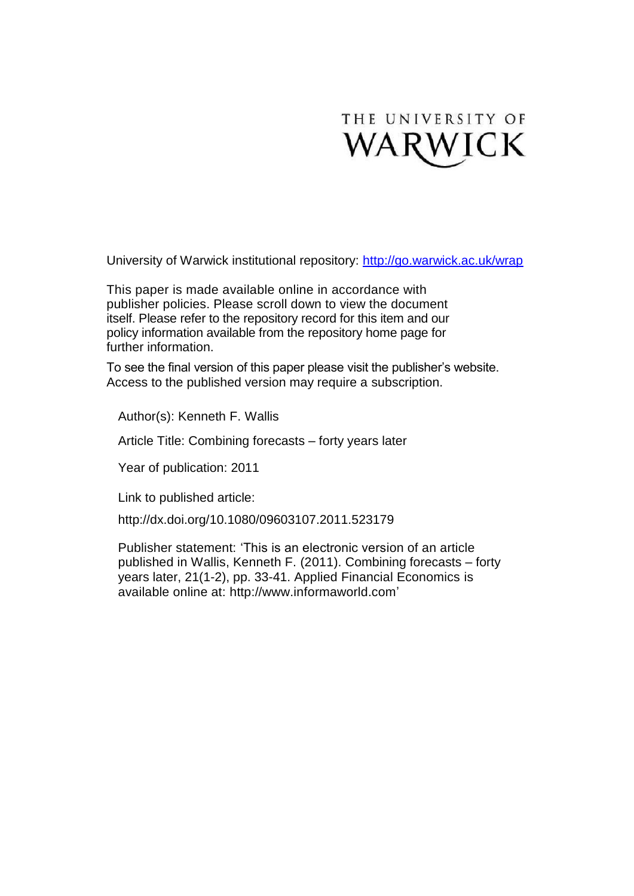THE UNIVERSITY OF WARWICK

University of Warwick institutional repository: http://go.warwick.ac.uk/wrap

This paper is made available online in accordance with publisher policies. Please scroll down to view the document itself. Please refer to the repository record for this item and our policy information available from the repository home page for further information.

To see the final version of this paper please visit the publisher's website. Access to the published version may require a subscription.

Author(s): Kenneth F. Wallis

Article Title: Combining forecasts – forty years later

Year of publication: 2011

Link to published article:

http://dx.doi.org/10.1080/09603107.2011.523179

Publisher statement: 'This is an electronic version of an article published in Wallis, Kenneth F. (2011). Combining forecasts – forty years later, 21(1-2), pp. 33-41. Applied Financial Economics is available online at: http://www.informaworld.com'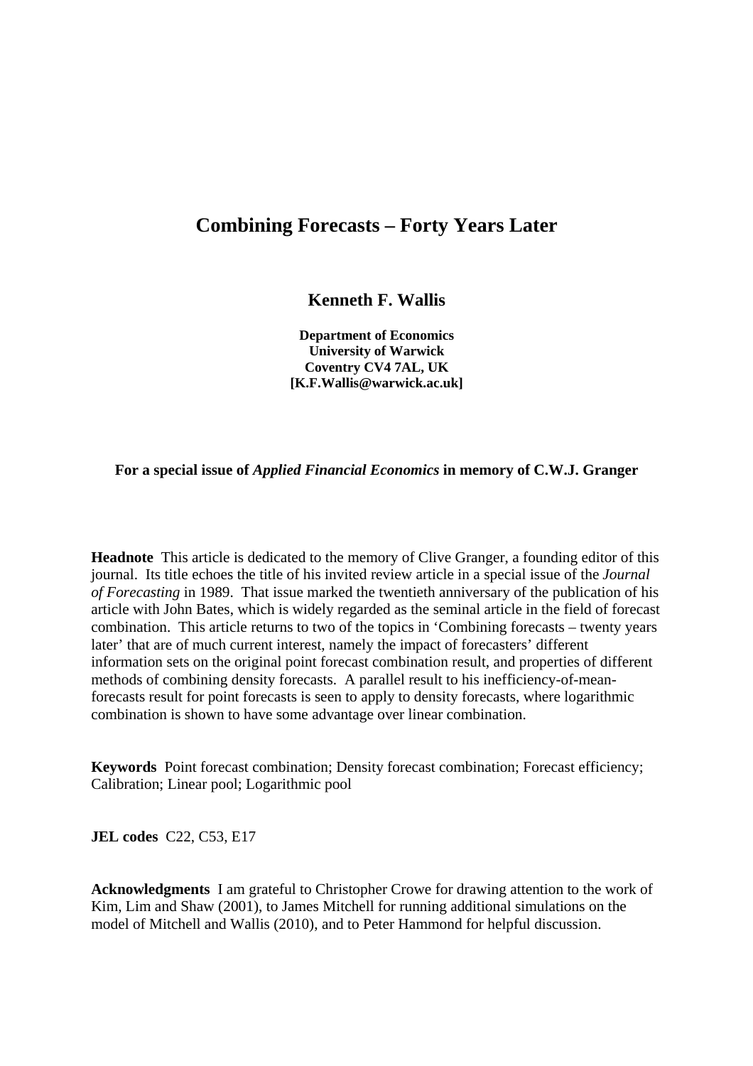# Combining Forecasts – Forty Years Later

**Kenneth F. Wallis**

**Department of Economics**
**University of Warwick**
**Coventry CV4 7AL, UK**
**[K.F.Wallis@warwick.ac.uk]**

**For a special issue of *Applied Financial Economics* in memory of C.W.J. Granger**

**Headnote** This article is dedicated to the memory of Clive Granger, a founding editor of this journal. Its title echoes the title of his invited review article in a special issue of the *Journal of Forecasting* in 1989. That issue marked the twentieth anniversary of the publication of his article with John Bates, which is widely regarded as the seminal article in the field of forecast combination. This article returns to two of the topics in 'Combining forecasts – twenty years later' that are of much current interest, namely the impact of forecasters' different information sets on the original point forecast combination result, and properties of different methods of combining density forecasts. A parallel result to his inefficiency-of-mean-forecasts result for point forecasts is seen to apply to density forecasts, where logarithmic combination is shown to have some advantage over linear combination.

**Keywords** Point forecast combination; Density forecast combination; Forecast efficiency; Calibration; Linear pool; Logarithmic pool

**JEL codes** C22, C53, E17

**Acknowledgments** I am grateful to Christopher Crowe for drawing attention to the work of Kim, Lim and Shaw (2001), to James Mitchell for running additional simulations on the model of Mitchell and Wallis (2010), and to Peter Hammond for helpful discussion.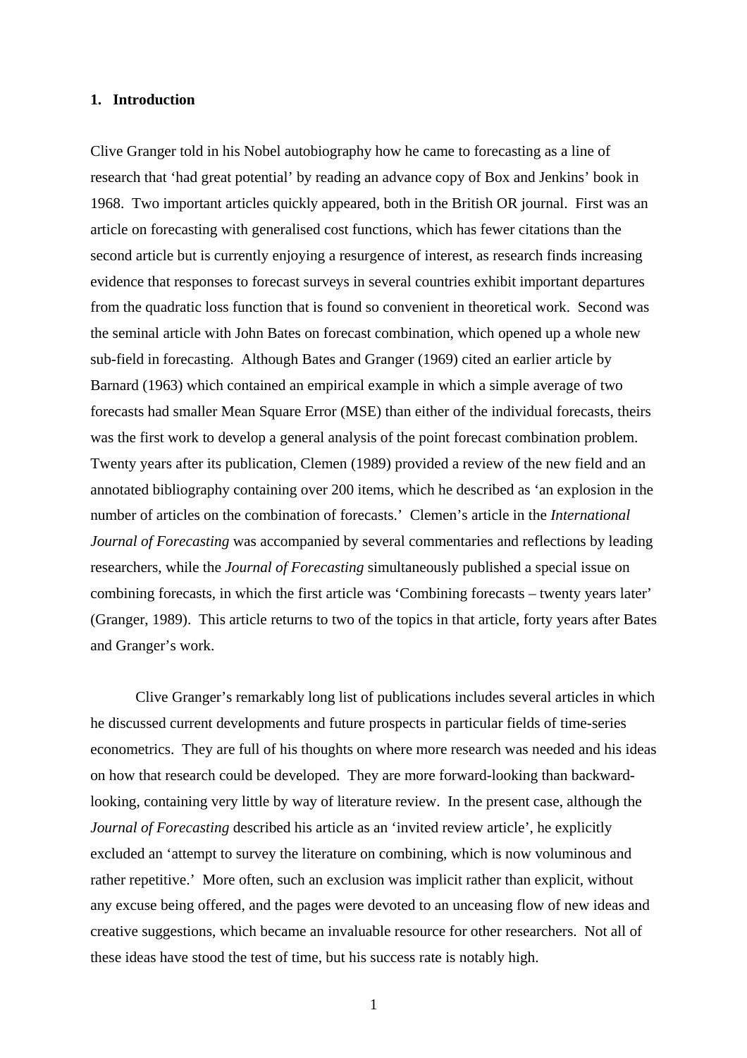## 1. Introduction

Clive Granger told in his Nobel autobiography how he came to forecasting as a line of research that 'had great potential' by reading an advance copy of Box and Jenkins' book in 1968. Two important articles quickly appeared, both in the British OR journal. First was an article on forecasting with generalised cost functions, which has fewer citations than the second article but is currently enjoying a resurgence of interest, as research finds increasing evidence that responses to forecast surveys in several countries exhibit important departures from the quadratic loss function that is found so convenient in theoretical work. Second was the seminal article with John Bates on forecast combination, which opened up a whole new sub-field in forecasting. Although Bates and Granger (1969) cited an earlier article by Barnard (1963) which contained an empirical example in which a simple average of two forecasts had smaller Mean Square Error (MSE) than either of the individual forecasts, theirs was the first work to develop a general analysis of the point forecast combination problem. Twenty years after its publication, Clemen (1989) provided a review of the new field and an annotated bibliography containing over 200 items, which he described as 'an explosion in the number of articles on the combination of forecasts.' Clemen's article in the *International Journal of Forecasting* was accompanied by several commentaries and reflections by leading researchers, while the *Journal of Forecasting* simultaneously published a special issue on combining forecasts, in which the first article was 'Combining forecasts – twenty years later' (Granger, 1989). This article returns to two of the topics in that article, forty years after Bates and Granger's work.

Clive Granger's remarkably long list of publications includes several articles in which he discussed current developments and future prospects in particular fields of time-series econometrics. They are full of his thoughts on where more research was needed and his ideas on how that research could be developed. They are more forward-looking than backward-looking, containing very little by way of literature review. In the present case, although the *Journal of Forecasting* described his article as an 'invited review article', he explicitly excluded an 'attempt to survey the literature on combining, which is now voluminous and rather repetitive.' More often, such an exclusion was implicit rather than explicit, without any excuse being offered, and the pages were devoted to an unceasing flow of new ideas and creative suggestions, which became an invaluable resource for other researchers. Not all of these ideas have stood the test of time, but his success rate is notably high.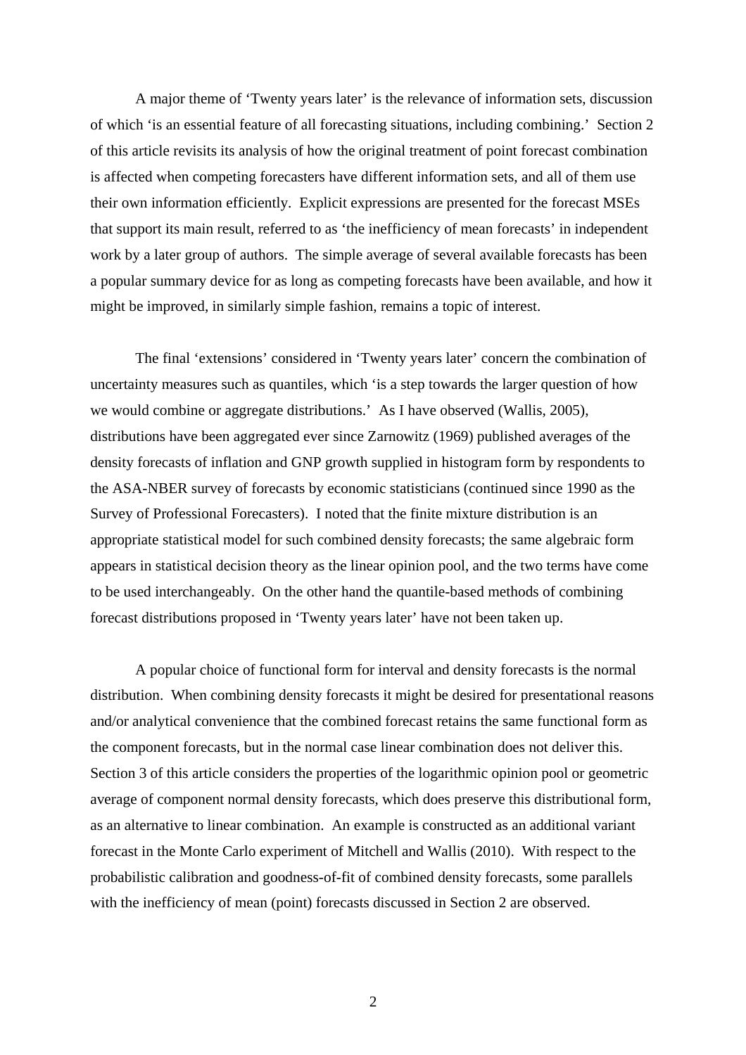A major theme of ‘Twenty years later’ is the relevance of information sets, discussion of which ‘is an essential feature of all forecasting situations, including combining.’ Section 2 of this article revisits its analysis of how the original treatment of point forecast combination is affected when competing forecasters have different information sets, and all of them use their own information efficiently. Explicit expressions are presented for the forecast MSEs that support its main result, referred to as ‘the inefficiency of mean forecasts’ in independent work by a later group of authors. The simple average of several available forecasts has been a popular summary device for as long as competing forecasts have been available, and how it might be improved, in similarly simple fashion, remains a topic of interest.

The final ‘extensions’ considered in ‘Twenty years later’ concern the combination of uncertainty measures such as quantiles, which ‘is a step towards the larger question of how we would combine or aggregate distributions.’ As I have observed (Wallis, 2005), distributions have been aggregated ever since Zarnowitz (1969) published averages of the density forecasts of inflation and GNP growth supplied in histogram form by respondents to the ASA-NBER survey of forecasts by economic statisticians (continued since 1990 as the Survey of Professional Forecasters). I noted that the finite mixture distribution is an appropriate statistical model for such combined density forecasts; the same algebraic form appears in statistical decision theory as the linear opinion pool, and the two terms have come to be used interchangeably. On the other hand the quantile-based methods of combining forecast distributions proposed in ‘Twenty years later’ have not been taken up.

A popular choice of functional form for interval and density forecasts is the normal distribution. When combining density forecasts it might be desired for presentational reasons and/or analytical convenience that the combined forecast retains the same functional form as the component forecasts, but in the normal case linear combination does not deliver this. Section 3 of this article considers the properties of the logarithmic opinion pool or geometric average of component normal density forecasts, which does preserve this distributional form, as an alternative to linear combination. An example is constructed as an additional variant forecast in the Monte Carlo experiment of Mitchell and Wallis (2010). With respect to the probabilistic calibration and goodness-of-fit of combined density forecasts, some parallels with the inefficiency of mean (point) forecasts discussed in Section 2 are observed.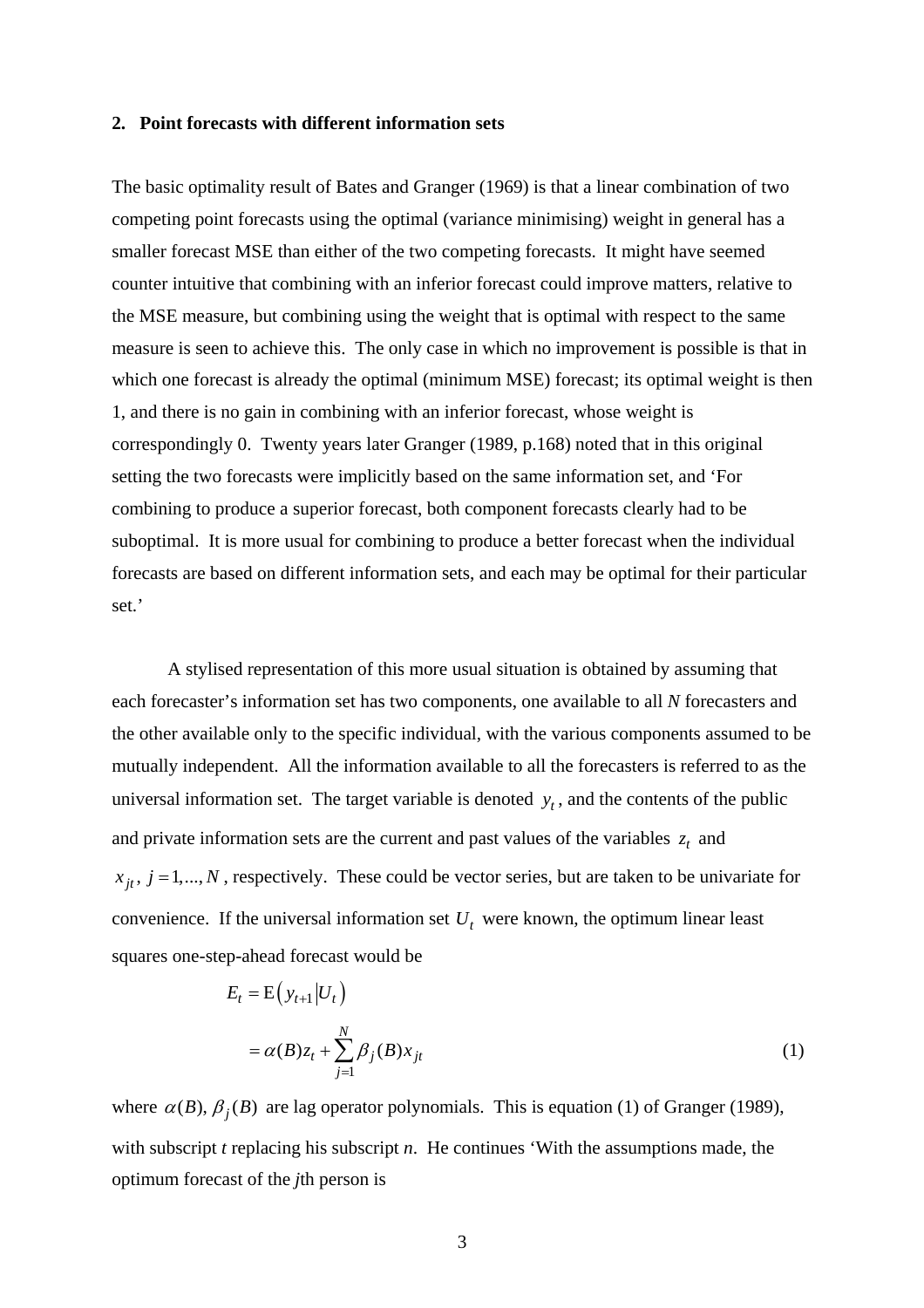## 2. Point forecasts with different information sets

The basic optimality result of Bates and Granger (1969) is that a linear combination of two competing point forecasts using the optimal (variance minimising) weight in general has a smaller forecast MSE than either of the two competing forecasts. It might have seemed counter intuitive that combining with an inferior forecast could improve matters, relative to the MSE measure, but combining using the weight that is optimal with respect to the same measure is seen to achieve this. The only case in which no improvement is possible is that in which one forecast is already the optimal (minimum MSE) forecast; its optimal weight is then 1, and there is no gain in combining with an inferior forecast, whose weight is correspondingly 0. Twenty years later Granger (1989, p.168) noted that in this original setting the two forecasts were implicitly based on the same information set, and 'For combining to produce a superior forecast, both component forecasts clearly had to be suboptimal. It is more usual for combining to produce a better forecast when the individual forecasts are based on different information sets, and each may be optimal for their particular set.'

A stylised representation of this more usual situation is obtained by assuming that each forecaster's information set has two components, one available to all *N* forecasters and the other available only to the specific individual, with the various components assumed to be mutually independent. All the information available to all the forecasters is referred to as the universal information set. The target variable is denoted $y_t$, and the contents of the public and private information sets are the current and past values of the variables $z_t$ and $x_{jt}$, $j = 1,...,N$, respectively. These could be vector series, but are taken to be univariate for convenience. If the universal information set $U_t$ were known, the optimum linear least squares one-step-ahead forecast would be

$$\begin{aligned} E_t &= \mathrm{E}\left(y_{t+1} \middle| U_t\right) \\ &= \alpha(B) z_t + \sum_{j=1}^{N} \beta_j(B) x_{jt} \end{aligned} \tag{1}$$

where $\alpha(B), \beta_j(B)$ are lag operator polynomials. This is equation (1) of Granger (1989), with subscript *t* replacing his subscript *n*. He continues 'With the assumptions made, the optimum forecast of the *j*th person is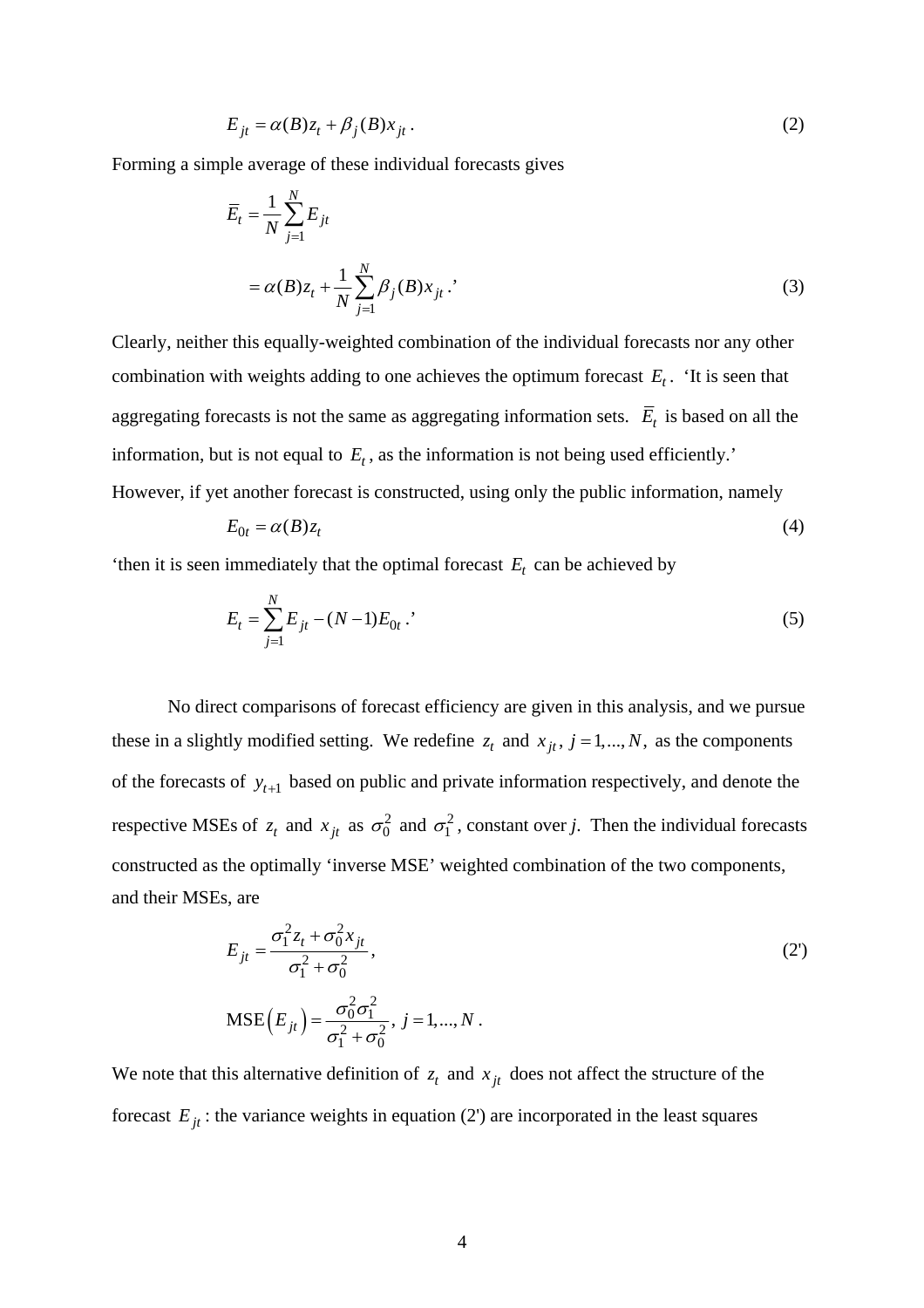$$E_{jt} = \alpha(B) z_t + \beta_j(B) x_{jt} \,. \tag{2}$$

Forming a simple average of these individual forecasts gives

$$\begin{aligned} \bar{E}_t &= \frac{1}{N}\sum_{j=1}^{N} E_{jt} \\ &= \alpha(B) z_t + \frac{1}{N}\sum_{j=1}^{N} \beta_j(B) x_{jt} \,.\text{'} \end{aligned} \tag{3}$$

Clearly, neither this equally-weighted combination of the individual forecasts nor any other combination with weights adding to one achieves the optimum forecast $E_t$. 'It is seen that aggregating forecasts is not the same as aggregating information sets. $\bar{E}_t$ is based on all the information, but is not equal to $E_t$, as the information is not being used efficiently.' However, if yet another forecast is constructed, using only the public information, namely

$$E_{0t} = \alpha(B) z_t \tag{4}$$

'then it is seen immediately that the optimal forecast $E_t$ can be achieved by

$$E_t = \sum_{j=1}^{N} E_{jt} - (N-1) E_{0t} \,.\text{'} \tag{5}$$

No direct comparisons of forecast efficiency are given in this analysis, and we pursue these in a slightly modified setting. We redefine $z_t$ and $x_{jt}$, $j = 1, ..., N$, as the components of the forecasts of $y_{t+1}$ based on public and private information respectively, and denote the respective MSEs of $z_t$ and $x_{jt}$ as $\sigma_0^2$ and $\sigma_1^2$, constant over *j*. Then the individual forecasts constructed as the optimally 'inverse MSE' weighted combination of the two components, and their MSEs, are

$$E_{jt} = \frac{\sigma_1^2 z_t + \sigma_0^2 x_{jt}}{\sigma_1^2 + \sigma_0^2}, \tag{2'}$$

$$\text{MSE}\left(E_{jt}\right) = \frac{\sigma_0^2 \sigma_1^2}{\sigma_1^2 + \sigma_0^2}, \; j = 1, ..., N \,.$$

We note that this alternative definition of $z_t$ and $x_{jt}$ does not affect the structure of the forecast $E_{jt}$: the variance weights in equation (2') are incorporated in the least squares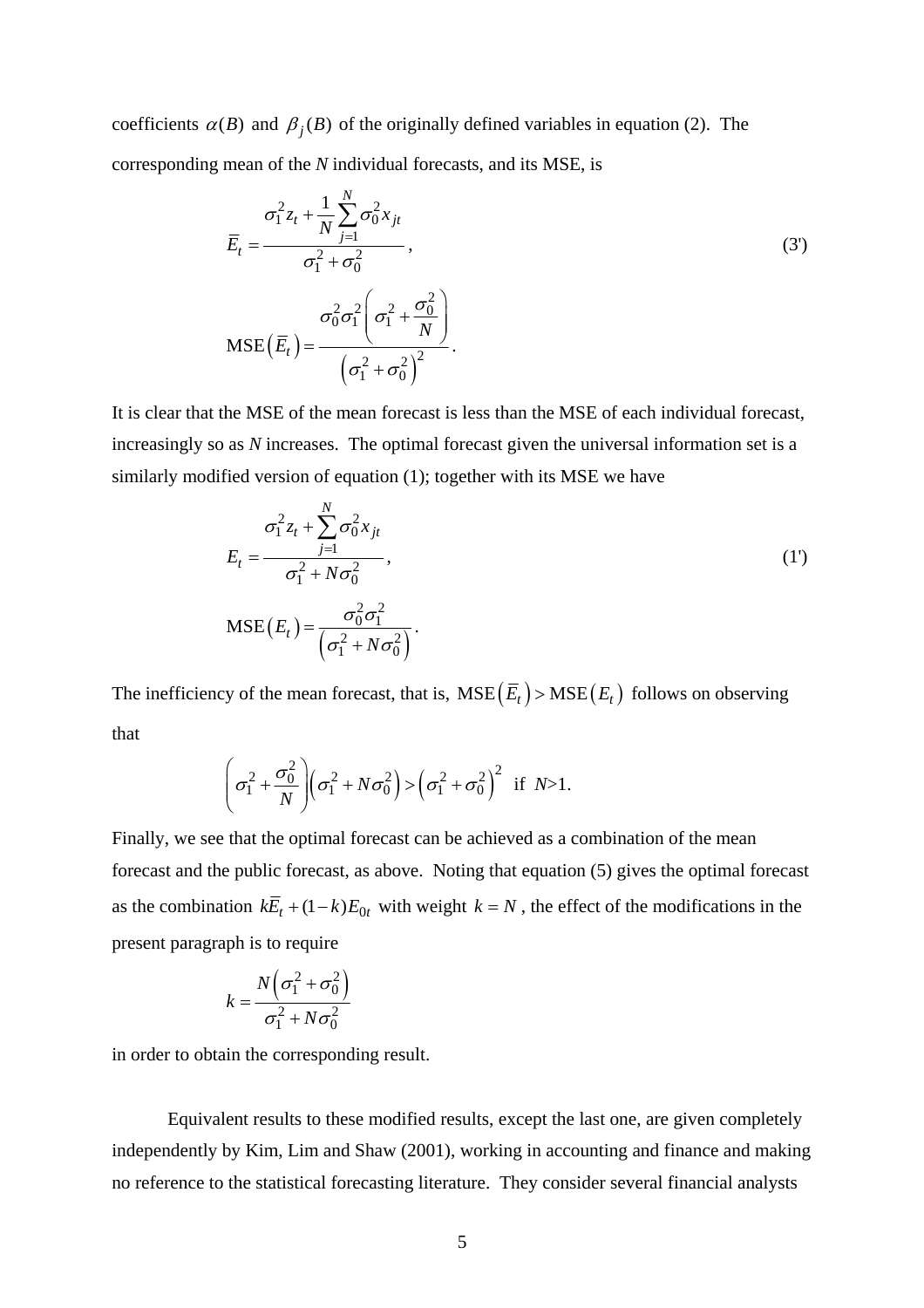coefficients $\alpha(B)$ and $\beta_j(B)$ of the originally defined variables in equation (2). The corresponding mean of the *N* individual forecasts, and its MSE, is

$$\bar{E}_t = \frac{\sigma_1^2 z_t + \frac{1}{N}\sum_{j=1}^{N} \sigma_0^2 x_{jt}}{\sigma_1^2 + \sigma_0^2}, \tag{3'}$$

$$\text{MSE}\left(\bar{E}_t\right) = \frac{\sigma_0^2 \sigma_1^2 \left(\sigma_1^2 + \frac{\sigma_0^2}{N}\right)}{\left(\sigma_1^2 + \sigma_0^2\right)^2}.$$

It is clear that the MSE of the mean forecast is less than the MSE of each individual forecast, increasingly so as *N* increases. The optimal forecast given the universal information set is a similarly modified version of equation (1); together with its MSE we have

$$E_t = \frac{\sigma_1^2 z_t + \sum_{j=1}^{N} \sigma_0^2 x_{jt}}{\sigma_1^2 + N\sigma_0^2}, \tag{1'}$$

$$\text{MSE}\left(E_t\right) = \frac{\sigma_0^2 \sigma_1^2}{\left(\sigma_1^2 + N\sigma_0^2\right)}.$$

The inefficiency of the mean forecast, that is, $\text{MSE}\left(\bar{E}_t\right) > \text{MSE}\left(E_t\right)$ follows on observing that

$$\left(\sigma_1^2 + \frac{\sigma_0^2}{N}\right)\left(\sigma_1^2 + N\sigma_0^2\right) > \left(\sigma_1^2 + \sigma_0^2\right)^2 \quad \text{if } N>1.$$

Finally, we see that the optimal forecast can be achieved as a combination of the mean forecast and the public forecast, as above. Noting that equation (5) gives the optimal forecast as the combination $k\bar{E}_t + (1-k)E_{0t}$ with weight $k = N$, the effect of the modifications in the present paragraph is to require

$$k = \frac{N\left(\sigma_1^2 + \sigma_0^2\right)}{\sigma_1^2 + N\sigma_0^2}$$

in order to obtain the corresponding result.

Equivalent results to these modified results, except the last one, are given completely independently by Kim, Lim and Shaw (2001), working in accounting and finance and making no reference to the statistical forecasting literature. They consider several financial analysts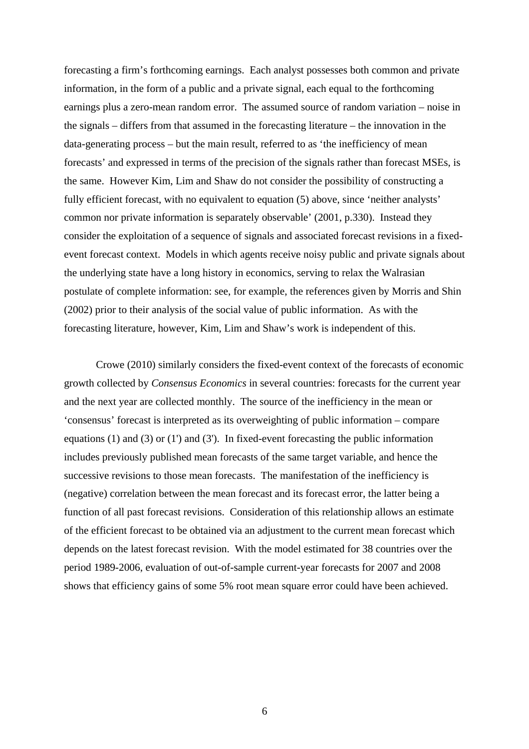forecasting a firm's forthcoming earnings. Each analyst possesses both common and private information, in the form of a public and a private signal, each equal to the forthcoming earnings plus a zero-mean random error. The assumed source of random variation – noise in the signals – differs from that assumed in the forecasting literature – the innovation in the data-generating process – but the main result, referred to as 'the inefficiency of mean forecasts' and expressed in terms of the precision of the signals rather than forecast MSEs, is the same. However Kim, Lim and Shaw do not consider the possibility of constructing a fully efficient forecast, with no equivalent to equation (5) above, since 'neither analysts' common nor private information is separately observable' (2001, p.330). Instead they consider the exploitation of a sequence of signals and associated forecast revisions in a fixed-event forecast context. Models in which agents receive noisy public and private signals about the underlying state have a long history in economics, serving to relax the Walrasian postulate of complete information: see, for example, the references given by Morris and Shin (2002) prior to their analysis of the social value of public information. As with the forecasting literature, however, Kim, Lim and Shaw's work is independent of this.

Crowe (2010) similarly considers the fixed-event context of the forecasts of economic growth collected by *Consensus Economics* in several countries: forecasts for the current year and the next year are collected monthly. The source of the inefficiency in the mean or 'consensus' forecast is interpreted as its overweighting of public information – compare equations (1) and (3) or (1') and (3'). In fixed-event forecasting the public information includes previously published mean forecasts of the same target variable, and hence the successive revisions to those mean forecasts. The manifestation of the inefficiency is (negative) correlation between the mean forecast and its forecast error, the latter being a function of all past forecast revisions. Consideration of this relationship allows an estimate of the efficient forecast to be obtained via an adjustment to the current mean forecast which depends on the latest forecast revision. With the model estimated for 38 countries over the period 1989-2006, evaluation of out-of-sample current-year forecasts for 2007 and 2008 shows that efficiency gains of some 5% root mean square error could have been achieved.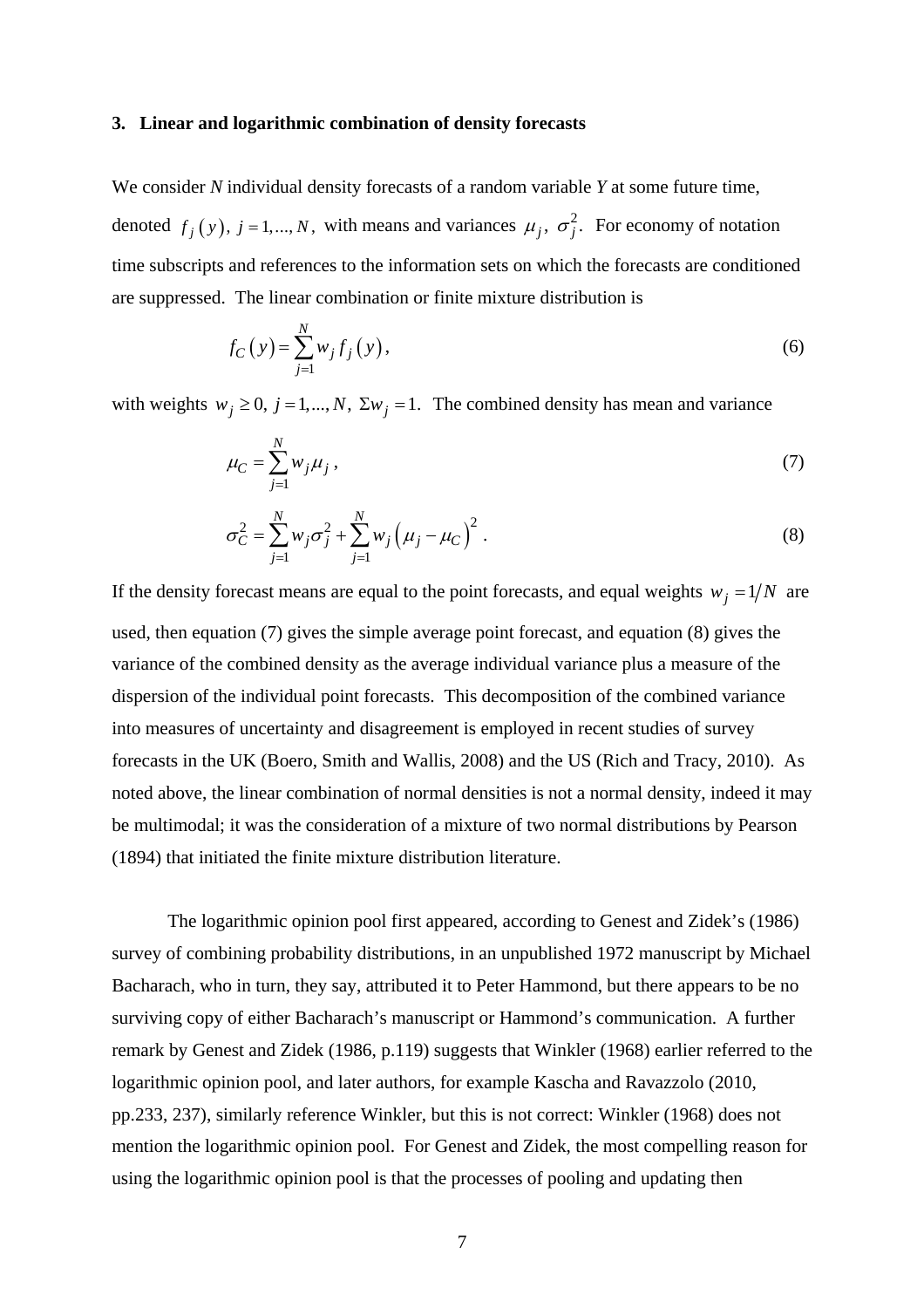### 3. Linear and logarithmic combination of density forecasts

We consider $N$ individual density forecasts of a random variable $Y$ at some future time, denoted $f_j(y),\ j=1,...,N,$ with means and variances $\mu_j,\ \sigma_j^2$. For economy of notation time subscripts and references to the information sets on which the forecasts are conditioned are suppressed. The linear combination or finite mixture distribution is

$$f_C(y)=\sum_{j=1}^{N} w_j f_j(y), \tag{6}$$

with weights $w_j \geq 0,\ j=1,...,N,\ \Sigma w_j = 1$. The combined density has mean and variance

$$\mu_C=\sum_{j=1}^{N} w_j \mu_j , \tag{7}$$

$$\sigma_C^2=\sum_{j=1}^{N} w_j \sigma_j^2+\sum_{j=1}^{N} w_j\left(\mu_j-\mu_C\right)^2 . \tag{8}$$

If the density forecast means are equal to the point forecasts, and equal weights $w_j = 1/N$ are used, then equation (7) gives the simple average point forecast, and equation (8) gives the variance of the combined density as the average individual variance plus a measure of the dispersion of the individual point forecasts. This decomposition of the combined variance into measures of uncertainty and disagreement is employed in recent studies of survey forecasts in the UK (Boero, Smith and Wallis, 2008) and the US (Rich and Tracy, 2010). As noted above, the linear combination of normal densities is not a normal density, indeed it may be multimodal; it was the consideration of a mixture of two normal distributions by Pearson (1894) that initiated the finite mixture distribution literature.

The logarithmic opinion pool first appeared, according to Genest and Zidek's (1986) survey of combining probability distributions, in an unpublished 1972 manuscript by Michael Bacharach, who in turn, they say, attributed it to Peter Hammond, but there appears to be no surviving copy of either Bacharach's manuscript or Hammond's communication. A further remark by Genest and Zidek (1986, p.119) suggests that Winkler (1968) earlier referred to the logarithmic opinion pool, and later authors, for example Kascha and Ravazzolo (2010, pp.233, 237), similarly reference Winkler, but this is not correct: Winkler (1968) does not mention the logarithmic opinion pool. For Genest and Zidek, the most compelling reason for using the logarithmic opinion pool is that the processes of pooling and updating then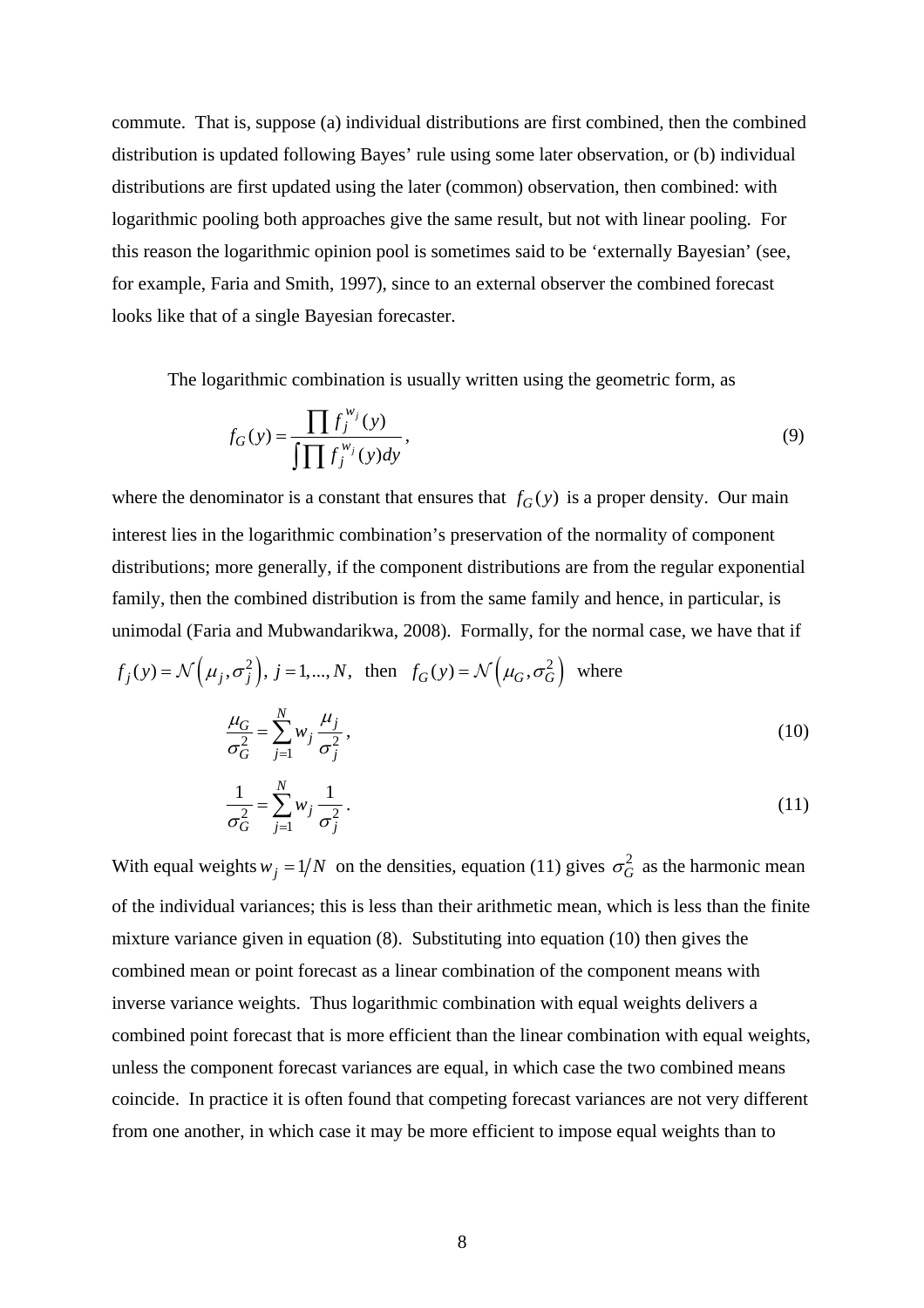commute. That is, suppose (a) individual distributions are first combined, then the combined distribution is updated following Bayes' rule using some later observation, or (b) individual distributions are first updated using the later (common) observation, then combined: with logarithmic pooling both approaches give the same result, but not with linear pooling. For this reason the logarithmic opinion pool is sometimes said to be 'externally Bayesian' (see, for example, Faria and Smith, 1997), since to an external observer the combined forecast looks like that of a single Bayesian forecaster.

The logarithmic combination is usually written using the geometric form, as

$$f_G(y) = \frac{\prod f_j^{w_j}(y)}{\int \prod f_j^{w_j}(y) dy}, \tag{9}$$

where the denominator is a constant that ensures that $f_G(y)$ is a proper density. Our main interest lies in the logarithmic combination's preservation of the normality of component distributions; more generally, if the component distributions are from the regular exponential family, then the combined distribution is from the same family and hence, in particular, is unimodal (Faria and Mubwandarikwa, 2008). Formally, for the normal case, we have that if $f_j(y) = \mathcal{N}\left(\mu_j, \sigma_j^2\right),\ j = 1, ..., N,$ then $f_G(y) = \mathcal{N}\left(\mu_G, \sigma_G^2\right)$ where

$$\frac{\mu_G}{\sigma_G^2} = \sum_{j=1}^{N} w_j \frac{\mu_j}{\sigma_j^2}, \tag{10}$$

$$\frac{1}{\sigma_G^2} = \sum_{j=1}^{N} w_j \frac{1}{\sigma_j^2}. \tag{11}$$

With equal weights $w_j = 1/N$ on the densities, equation (11) gives $\sigma_G^2$ as the harmonic mean of the individual variances; this is less than their arithmetic mean, which is less than the finite mixture variance given in equation (8). Substituting into equation (10) then gives the combined mean or point forecast as a linear combination of the component means with inverse variance weights. Thus logarithmic combination with equal weights delivers a combined point forecast that is more efficient than the linear combination with equal weights, unless the component forecast variances are equal, in which case the two combined means coincide. In practice it is often found that competing forecast variances are not very different from one another, in which case it may be more efficient to impose equal weights than to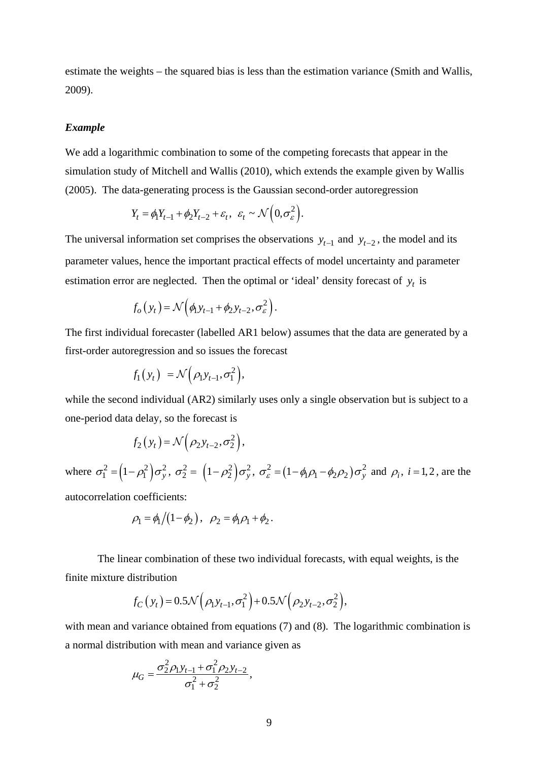estimate the weights – the squared bias is less than the estimation variance (Smith and Wallis, 2009).

***Example***

We add a logarithmic combination to some of the competing forecasts that appear in the simulation study of Mitchell and Wallis (2010), which extends the example given by Wallis (2005). The data-generating process is the Gaussian second-order autoregression

$$Y_t = \phi_1 Y_{t-1} + \phi_2 Y_{t-2} + \varepsilon_t,\;\; \varepsilon_t \sim \mathcal{N}\left(0, \sigma_\varepsilon^2\right).$$

The universal information set comprises the observations $y_{t-1}$ and $y_{t-2}$, the model and its parameter values, hence the important practical effects of model uncertainty and parameter estimation error are neglected. Then the optimal or 'ideal' density forecast of $y_t$ is

$$f_o\left(y_t\right) = \mathcal{N}\left(\phi_1 y_{t-1} + \phi_2 y_{t-2}, \sigma_\varepsilon^2\right).$$

The first individual forecaster (labelled AR1 below) assumes that the data are generated by a first-order autoregression and so issues the forecast

$$f_1\left(y_t\right) = \mathcal{N}\left(\rho_1 y_{t-1}, \sigma_1^2\right),$$

while the second individual (AR2) similarly uses only a single observation but is subject to a one-period data delay, so the forecast is

$$f_2\left(y_t\right) = \mathcal{N}\left(\rho_2 y_{t-2}, \sigma_2^2\right),$$

where $\sigma_1^2 = \left(1-\rho_1^2\right)\sigma_y^2$, $\sigma_2^2 = \left(1-\rho_2^2\right)\sigma_y^2$, $\sigma_\varepsilon^2 = \left(1-\phi_1\rho_1 - \phi_2\rho_2\right)\sigma_y^2$ and $\rho_i,\; i = 1,2$, are the autocorrelation coefficients:

$$\rho_1 = \phi_1 / \left(1-\phi_2\right),\;\; \rho_2 = \phi_1\rho_1 + \phi_2 .$$

The linear combination of these two individual forecasts, with equal weights, is the finite mixture distribution

$$f_C\left(y_t\right) = 0.5\mathcal{N}\left(\rho_1 y_{t-1}, \sigma_1^2\right) + 0.5\mathcal{N}\left(\rho_2 y_{t-2}, \sigma_2^2\right),$$

with mean and variance obtained from equations (7) and (8). The logarithmic combination is a normal distribution with mean and variance given as

$$\mu_G = \frac{\sigma_2^2 \rho_1 y_{t-1} + \sigma_1^2 \rho_2 y_{t-2}}{\sigma_1^2 + \sigma_2^2},$$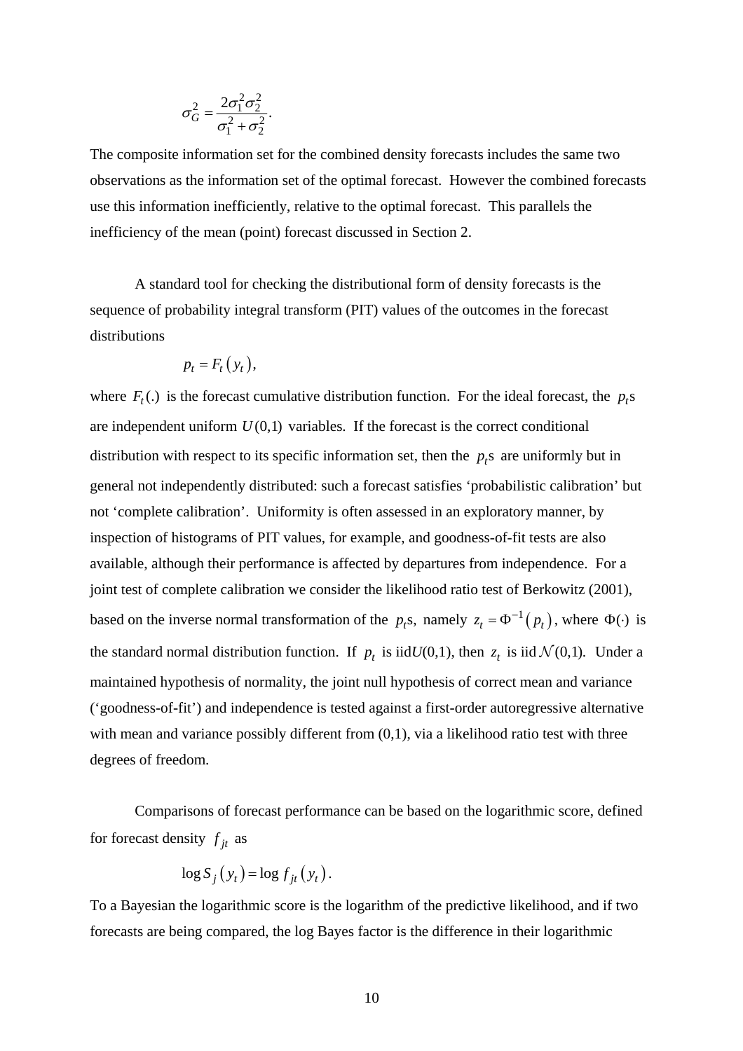$$\sigma_G^2 = \frac{2\sigma_1^2 \sigma_2^2}{\sigma_1^2 + \sigma_2^2}.$$

The composite information set for the combined density forecasts includes the same two observations as the information set of the optimal forecast. However the combined forecasts use this information inefficiently, relative to the optimal forecast. This parallels the inefficiency of the mean (point) forecast discussed in Section 2.

A standard tool for checking the distributional form of density forecasts is the sequence of probability integral transform (PIT) values of the outcomes in the forecast distributions

$$p_t = F_t\left(y_t\right),$$

where $F_t(.)$ is the forecast cumulative distribution function. For the ideal forecast, the $p_t$s are independent uniform $U(0,1)$ variables. If the forecast is the correct conditional distribution with respect to its specific information set, then the $p_t$s are uniformly but in general not independently distributed: such a forecast satisfies 'probabilistic calibration' but not 'complete calibration'. Uniformity is often assessed in an exploratory manner, by inspection of histograms of PIT values, for example, and goodness-of-fit tests are also available, although their performance is affected by departures from independence. For a joint test of complete calibration we consider the likelihood ratio test of Berkowitz (2001), based on the inverse normal transformation of the $p_t$s, namely $z_t = \Phi^{-1}\left(p_t\right)$, where $\Phi(\cdot)$ is the standard normal distribution function. If $p_t$ is iid$U(0,1)$, then $z_t$ is iid $\mathcal{N}(0,1)$. Under a maintained hypothesis of normality, the joint null hypothesis of correct mean and variance ('goodness-of-fit') and independence is tested against a first-order autoregressive alternative with mean and variance possibly different from (0,1), via a likelihood ratio test with three degrees of freedom.

Comparisons of forecast performance can be based on the logarithmic score, defined for forecast density $f_{jt}$ as

$$\log S_j\left(y_t\right) = \log f_{jt}\left(y_t\right).$$

To a Bayesian the logarithmic score is the logarithm of the predictive likelihood, and if two forecasts are being compared, the log Bayes factor is the difference in their logarithmic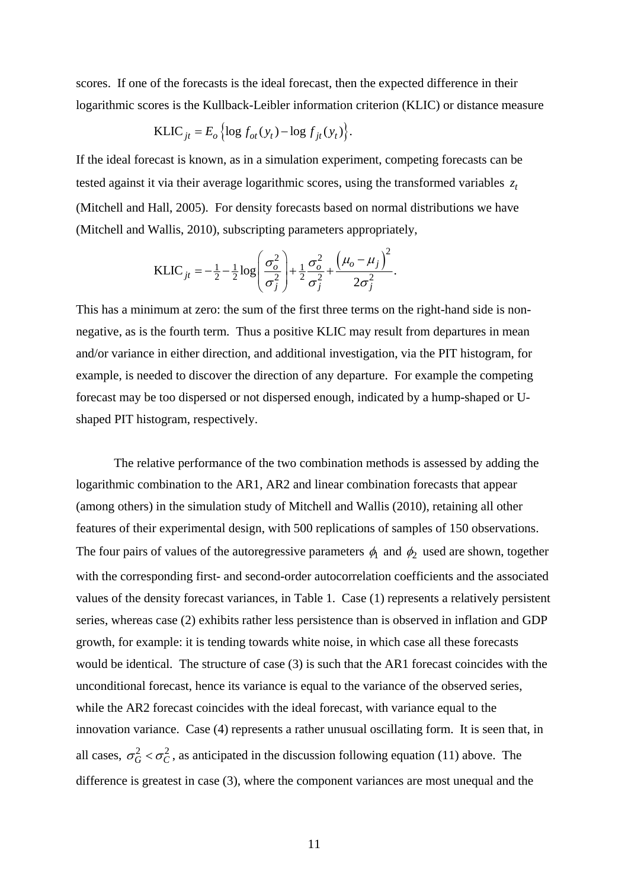scores. If one of the forecasts is the ideal forecast, then the expected difference in their logarithmic scores is the Kullback-Leibler information criterion (KLIC) or distance measure

$$\text{KLIC}_{jt} = E_o \left\{ \log f_{ot}(y_t) - \log f_{jt}(y_t) \right\}.$$

If the ideal forecast is known, as in a simulation experiment, competing forecasts can be tested against it via their average logarithmic scores, using the transformed variables $z_t$ (Mitchell and Hall, 2005). For density forecasts based on normal distributions we have (Mitchell and Wallis, 2010), subscripting parameters appropriately,

$$\text{KLIC}_{jt} = -\tfrac{1}{2} - \tfrac{1}{2}\log\left(\frac{\sigma_o^2}{\sigma_j^2}\right) + \tfrac{1}{2}\frac{\sigma_o^2}{\sigma_j^2} + \frac{\left(\mu_o - \mu_j\right)^2}{2\sigma_j^2}.$$

This has a minimum at zero: the sum of the first three terms on the right-hand side is non-negative, as is the fourth term. Thus a positive KLIC may result from departures in mean and/or variance in either direction, and additional investigation, via the PIT histogram, for example, is needed to discover the direction of any departure. For example the competing forecast may be too dispersed or not dispersed enough, indicated by a hump-shaped or U-shaped PIT histogram, respectively.

The relative performance of the two combination methods is assessed by adding the logarithmic combination to the AR1, AR2 and linear combination forecasts that appear (among others) in the simulation study of Mitchell and Wallis (2010), retaining all other features of their experimental design, with 500 replications of samples of 150 observations. The four pairs of values of the autoregressive parameters $\phi_1$ and $\phi_2$ used are shown, together with the corresponding first- and second-order autocorrelation coefficients and the associated values of the density forecast variances, in Table 1. Case (1) represents a relatively persistent series, whereas case (2) exhibits rather less persistence than is observed in inflation and GDP growth, for example: it is tending towards white noise, in which case all these forecasts would be identical. The structure of case (3) is such that the AR1 forecast coincides with the unconditional forecast, hence its variance is equal to the variance of the observed series, while the AR2 forecast coincides with the ideal forecast, with variance equal to the innovation variance. Case (4) represents a rather unusual oscillating form. It is seen that, in all cases, $\sigma_G^2 < \sigma_C^2$, as anticipated in the discussion following equation (11) above. The difference is greatest in case (3), where the component variances are most unequal and the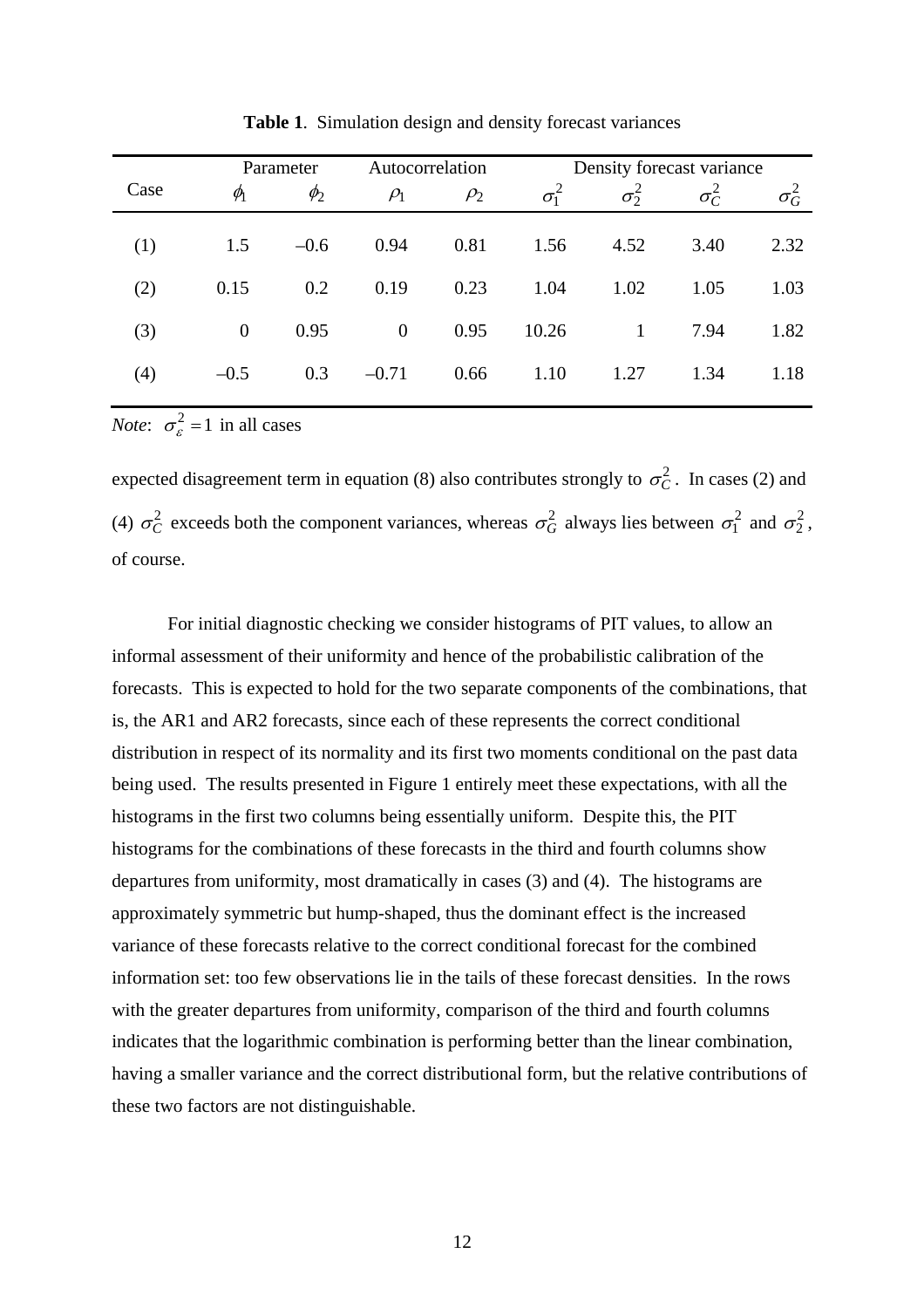**Table 1**. Simulation design and density forecast variances

| Case | Parameter | | Autocorrelation | | Density forecast variance | | | |
|---|---|---|---|---|---|---|---|---|
| | $\phi_1$ | $\phi_2$ | $\rho_1$ | $\rho_2$ | $\sigma_1^2$ | $\sigma_2^2$ | $\sigma_C^2$ | $\sigma_G^2$ |
| (1) | 1.5 | –0.6 | 0.94 | 0.81 | 1.56 | 4.52 | 3.40 | 2.32 |
| (2) | 0.15 | 0.2 | 0.19 | 0.23 | 1.04 | 1.02 | 1.05 | 1.03 |
| (3) | 0 | 0.95 | 0 | 0.95 | 10.26 | 1 | 7.94 | 1.82 |
| (4) | –0.5 | 0.3 | –0.71 | 0.66 | 1.10 | 1.27 | 1.34 | 1.18 |

*Note*: $\sigma_\varepsilon^2 = 1$ in all cases

expected disagreement term in equation (8) also contributes strongly to $\sigma_C^2$. In cases (2) and (4) $\sigma_C^2$ exceeds both the component variances, whereas $\sigma_G^2$ always lies between $\sigma_1^2$ and $\sigma_2^2$, of course.

For initial diagnostic checking we consider histograms of PIT values, to allow an informal assessment of their uniformity and hence of the probabilistic calibration of the forecasts. This is expected to hold for the two separate components of the combinations, that is, the AR1 and AR2 forecasts, since each of these represents the correct conditional distribution in respect of its normality and its first two moments conditional on the past data being used. The results presented in Figure 1 entirely meet these expectations, with all the histograms in the first two columns being essentially uniform. Despite this, the PIT histograms for the combinations of these forecasts in the third and fourth columns show departures from uniformity, most dramatically in cases (3) and (4). The histograms are approximately symmetric but hump-shaped, thus the dominant effect is the increased variance of these forecasts relative to the correct conditional forecast for the combined information set: too few observations lie in the tails of these forecast densities. In the rows with the greater departures from uniformity, comparison of the third and fourth columns indicates that the logarithmic combination is performing better than the linear combination, having a smaller variance and the correct distributional form, but the relative contributions of these two factors are not distinguishable.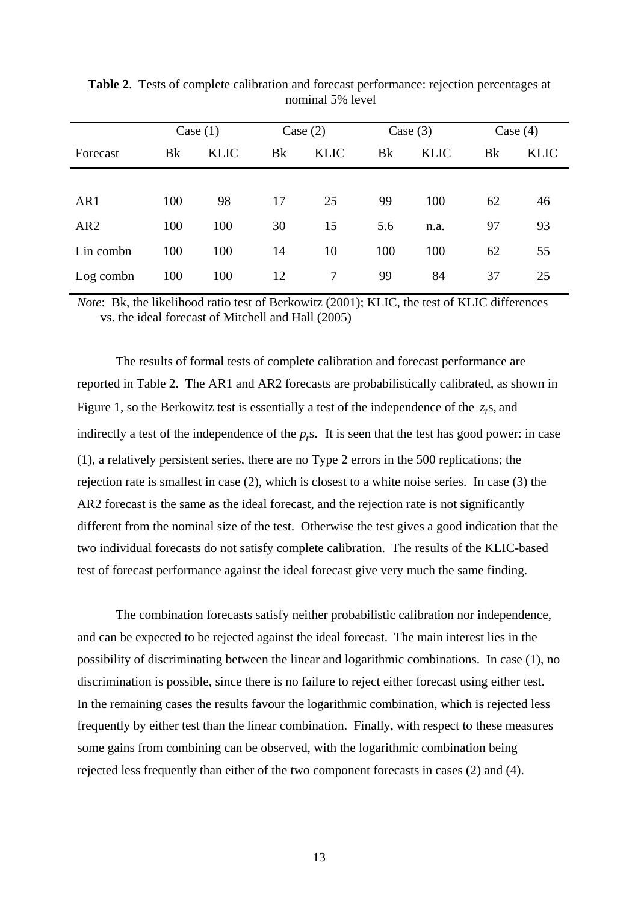**Table 2**. Tests of complete calibration and forecast performance: rejection percentages at nominal 5% level

| | Case (1) | | Case (2) | | Case (3) | | Case (4) | |
|---|---|---|---|---|---|---|---|---|
| Forecast | Bk | KLIC | Bk | KLIC | Bk | KLIC | Bk | KLIC |
| AR1 | 100 | 98 | 17 | 25 | 99 | 100 | 62 | 46 |
| AR2 | 100 | 100 | 30 | 15 | 5.6 | n.a. | 97 | 93 |
| Lin combn | 100 | 100 | 14 | 10 | 100 | 100 | 62 | 55 |
| Log combn | 100 | 100 | 12 | 7 | 99 | 84 | 37 | 25 |

*Note*: Bk, the likelihood ratio test of Berkowitz (2001); KLIC, the test of KLIC differences vs. the ideal forecast of Mitchell and Hall (2005)

The results of formal tests of complete calibration and forecast performance are reported in Table 2. The AR1 and AR2 forecasts are probabilistically calibrated, as shown in Figure 1, so the Berkowitz test is essentially a test of the independence of the $z_t$s, and indirectly a test of the independence of the $p_t$s. It is seen that the test has good power: in case (1), a relatively persistent series, there are no Type 2 errors in the 500 replications; the rejection rate is smallest in case (2), which is closest to a white noise series. In case (3) the AR2 forecast is the same as the ideal forecast, and the rejection rate is not significantly different from the nominal size of the test. Otherwise the test gives a good indication that the two individual forecasts do not satisfy complete calibration. The results of the KLIC-based test of forecast performance against the ideal forecast give very much the same finding.

The combination forecasts satisfy neither probabilistic calibration nor independence, and can be expected to be rejected against the ideal forecast. The main interest lies in the possibility of discriminating between the linear and logarithmic combinations. In case (1), no discrimination is possible, since there is no failure to reject either forecast using either test. In the remaining cases the results favour the logarithmic combination, which is rejected less frequently by either test than the linear combination. Finally, with respect to these measures some gains from combining can be observed, with the logarithmic combination being rejected less frequently than either of the two component forecasts in cases (2) and (4).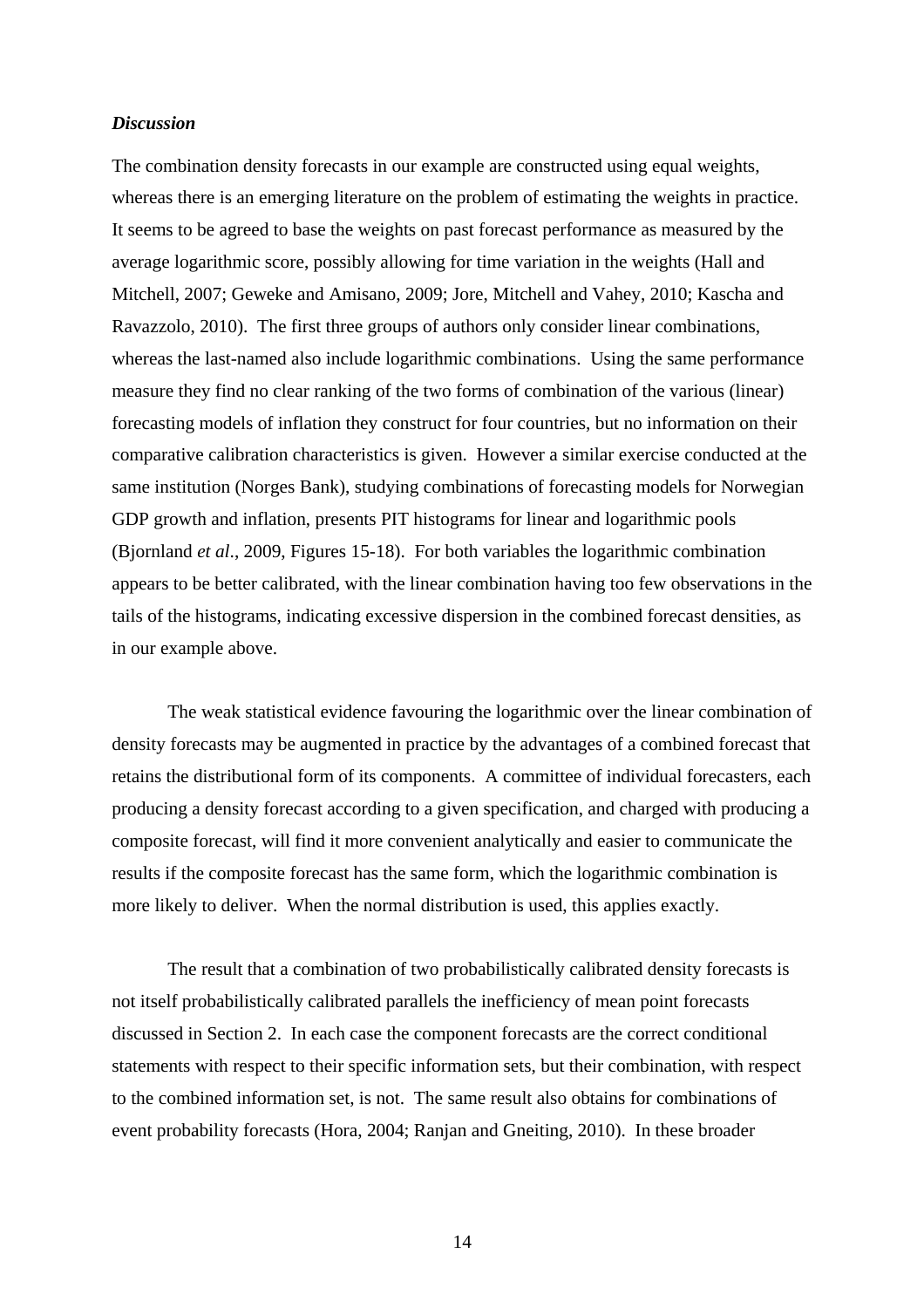***Discussion***

The combination density forecasts in our example are constructed using equal weights, whereas there is an emerging literature on the problem of estimating the weights in practice. It seems to be agreed to base the weights on past forecast performance as measured by the average logarithmic score, possibly allowing for time variation in the weights (Hall and Mitchell, 2007; Geweke and Amisano, 2009; Jore, Mitchell and Vahey, 2010; Kascha and Ravazzolo, 2010). The first three groups of authors only consider linear combinations, whereas the last-named also include logarithmic combinations. Using the same performance measure they find no clear ranking of the two forms of combination of the various (linear) forecasting models of inflation they construct for four countries, but no information on their comparative calibration characteristics is given. However a similar exercise conducted at the same institution (Norges Bank), studying combinations of forecasting models for Norwegian GDP growth and inflation, presents PIT histograms for linear and logarithmic pools (Bjornland *et al*., 2009, Figures 15-18). For both variables the logarithmic combination appears to be better calibrated, with the linear combination having too few observations in the tails of the histograms, indicating excessive dispersion in the combined forecast densities, as in our example above.

The weak statistical evidence favouring the logarithmic over the linear combination of density forecasts may be augmented in practice by the advantages of a combined forecast that retains the distributional form of its components. A committee of individual forecasters, each producing a density forecast according to a given specification, and charged with producing a composite forecast, will find it more convenient analytically and easier to communicate the results if the composite forecast has the same form, which the logarithmic combination is more likely to deliver. When the normal distribution is used, this applies exactly.

The result that a combination of two probabilistically calibrated density forecasts is not itself probabilistically calibrated parallels the inefficiency of mean point forecasts discussed in Section 2. In each case the component forecasts are the correct conditional statements with respect to their specific information sets, but their combination, with respect to the combined information set, is not. The same result also obtains for combinations of event probability forecasts (Hora, 2004; Ranjan and Gneiting, 2010). In these broader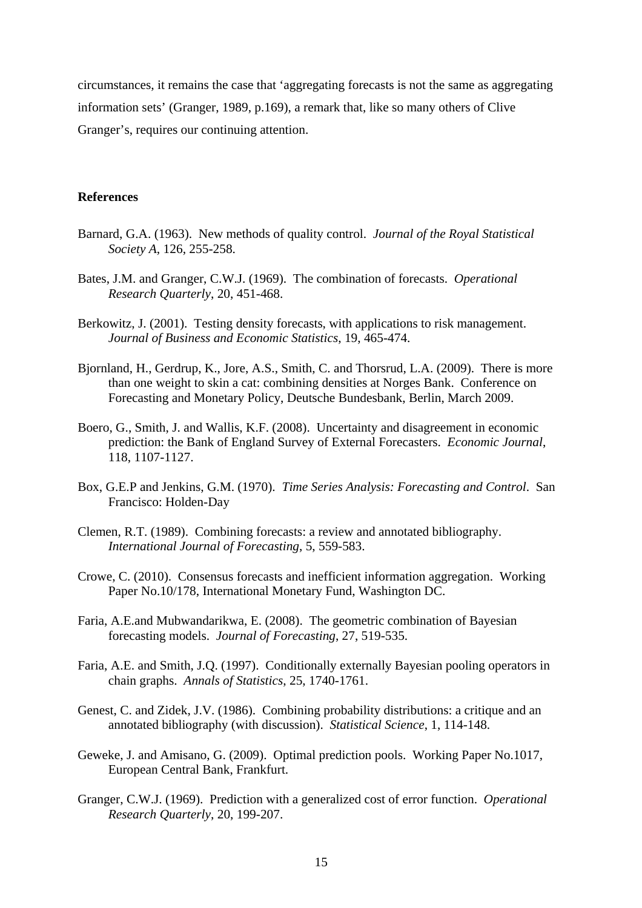circumstances, it remains the case that 'aggregating forecasts is not the same as aggregating information sets' (Granger, 1989, p.169), a remark that, like so many others of Clive Granger's, requires our continuing attention.

**References**

Barnard, G.A. (1963). New methods of quality control. *Journal of the Royal Statistical Society A*, 126, 255-258.

Bates, J.M. and Granger, C.W.J. (1969). The combination of forecasts. *Operational Research Quarterly*, 20, 451-468.

Berkowitz, J. (2001). Testing density forecasts, with applications to risk management. *Journal of Business and Economic Statistics*, 19, 465-474.

Bjornland, H., Gerdrup, K., Jore, A.S., Smith, C. and Thorsrud, L.A. (2009). There is more than one weight to skin a cat: combining densities at Norges Bank. Conference on Forecasting and Monetary Policy, Deutsche Bundesbank, Berlin, March 2009.

Boero, G., Smith, J. and Wallis, K.F. (2008). Uncertainty and disagreement in economic prediction: the Bank of England Survey of External Forecasters. *Economic Journal*, 118, 1107-1127.

Box, G.E.P and Jenkins, G.M. (1970). *Time Series Analysis: Forecasting and Control*. San Francisco: Holden-Day

Clemen, R.T. (1989). Combining forecasts: a review and annotated bibliography. *International Journal of Forecasting*, 5, 559-583.

Crowe, C. (2010). Consensus forecasts and inefficient information aggregation. Working Paper No.10/178, International Monetary Fund, Washington DC.

Faria, A.E.and Mubwandarikwa, E. (2008). The geometric combination of Bayesian forecasting models. *Journal of Forecasting*, 27, 519-535.

Faria, A.E. and Smith, J.Q. (1997). Conditionally externally Bayesian pooling operators in chain graphs. *Annals of Statistics*, 25, 1740-1761.

Genest, C. and Zidek, J.V. (1986). Combining probability distributions: a critique and an annotated bibliography (with discussion). *Statistical Science*, 1, 114-148.

Geweke, J. and Amisano, G. (2009). Optimal prediction pools. Working Paper No.1017, European Central Bank, Frankfurt.

Granger, C.W.J. (1969). Prediction with a generalized cost of error function. *Operational Research Quarterly*, 20, 199-207.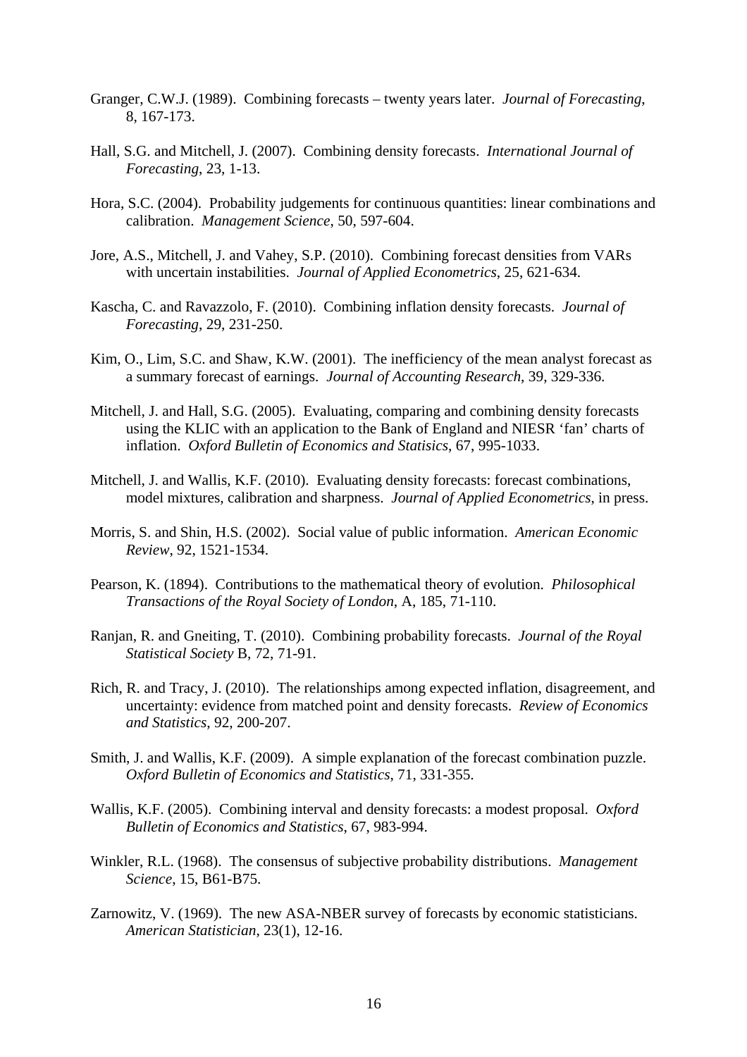Granger, C.W.J. (1989). Combining forecasts – twenty years later. *Journal of Forecasting*, 8, 167-173.

Hall, S.G. and Mitchell, J. (2007). Combining density forecasts. *International Journal of Forecasting*, 23, 1-13.

Hora, S.C. (2004). Probability judgements for continuous quantities: linear combinations and calibration. *Management Science*, 50, 597-604.

Jore, A.S., Mitchell, J. and Vahey, S.P. (2010). Combining forecast densities from VARs with uncertain instabilities. *Journal of Applied Econometrics*, 25, 621-634.

Kascha, C. and Ravazzolo, F. (2010). Combining inflation density forecasts. *Journal of Forecasting*, 29, 231-250.

Kim, O., Lim, S.C. and Shaw, K.W. (2001). The inefficiency of the mean analyst forecast as a summary forecast of earnings. *Journal of Accounting Research*, 39, 329-336.

Mitchell, J. and Hall, S.G. (2005). Evaluating, comparing and combining density forecasts using the KLIC with an application to the Bank of England and NIESR 'fan' charts of inflation. *Oxford Bulletin of Economics and Statisics*, 67, 995-1033.

Mitchell, J. and Wallis, K.F. (2010). Evaluating density forecasts: forecast combinations, model mixtures, calibration and sharpness. *Journal of Applied Econometrics*, in press.

Morris, S. and Shin, H.S. (2002). Social value of public information. *American Economic Review*, 92, 1521-1534.

Pearson, K. (1894). Contributions to the mathematical theory of evolution. *Philosophical Transactions of the Royal Society of London*, A, 185, 71-110.

Ranjan, R. and Gneiting, T. (2010). Combining probability forecasts. *Journal of the Royal Statistical Society* B, 72, 71-91.

Rich, R. and Tracy, J. (2010). The relationships among expected inflation, disagreement, and uncertainty: evidence from matched point and density forecasts. *Review of Economics and Statistics*, 92, 200-207.

Smith, J. and Wallis, K.F. (2009). A simple explanation of the forecast combination puzzle. *Oxford Bulletin of Economics and Statistics*, 71, 331-355.

Wallis, K.F. (2005). Combining interval and density forecasts: a modest proposal. *Oxford Bulletin of Economics and Statistics*, 67, 983-994.

Winkler, R.L. (1968). The consensus of subjective probability distributions. *Management Science*, 15, B61-B75.

Zarnowitz, V. (1969). The new ASA-NBER survey of forecasts by economic statisticians. *American Statistician*, 23(1), 12-16.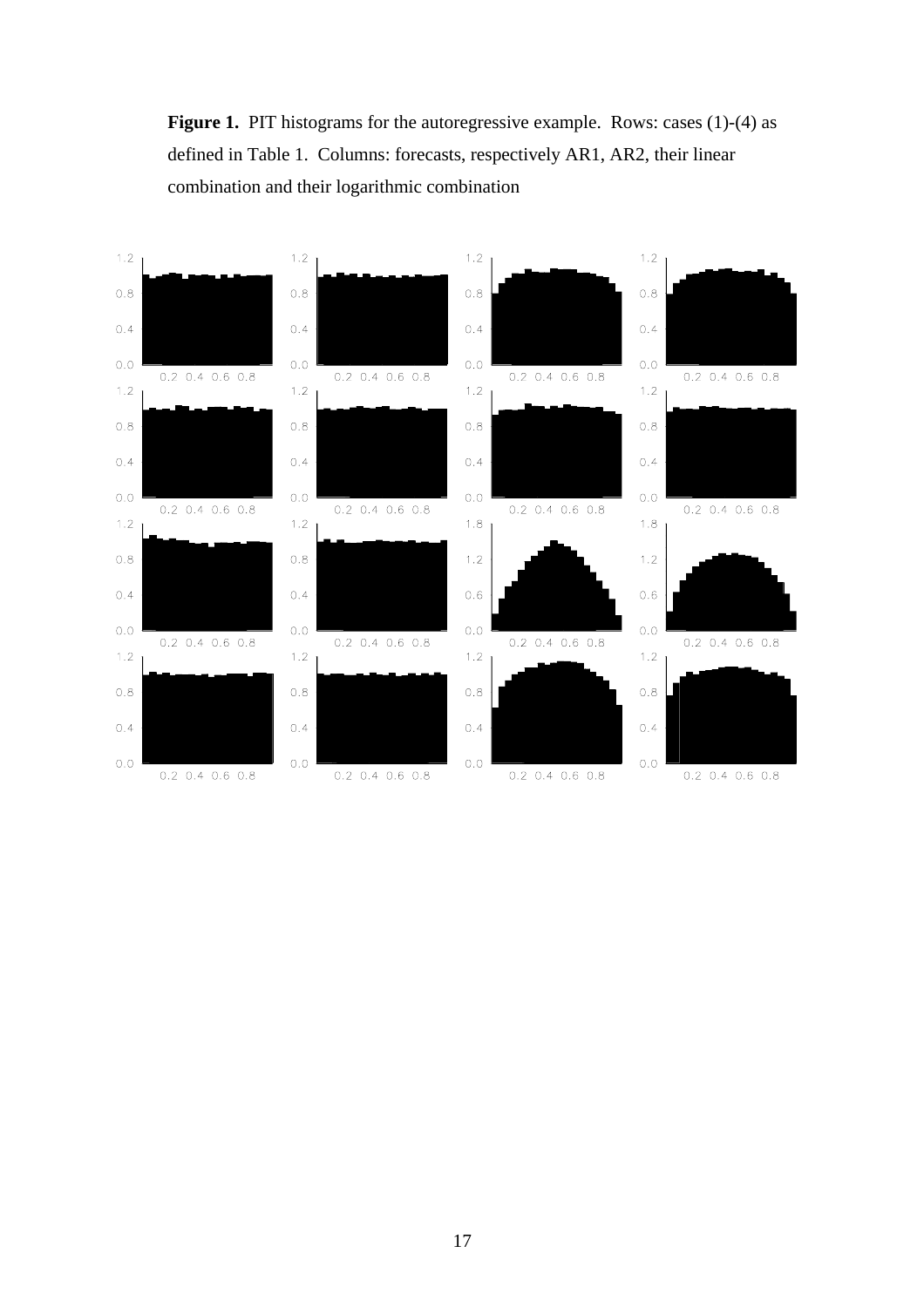**Figure 1.** PIT histograms for the autoregressive example. Rows: cases (1)-(4) as defined in Table 1. Columns: forecasts, respectively AR1, AR2, their linear combination and their logarithmic combination

1.2
0.8
0.4
0.0
0.2 0.4 0.6 0.8

1.8
1.2
0.6
0.0